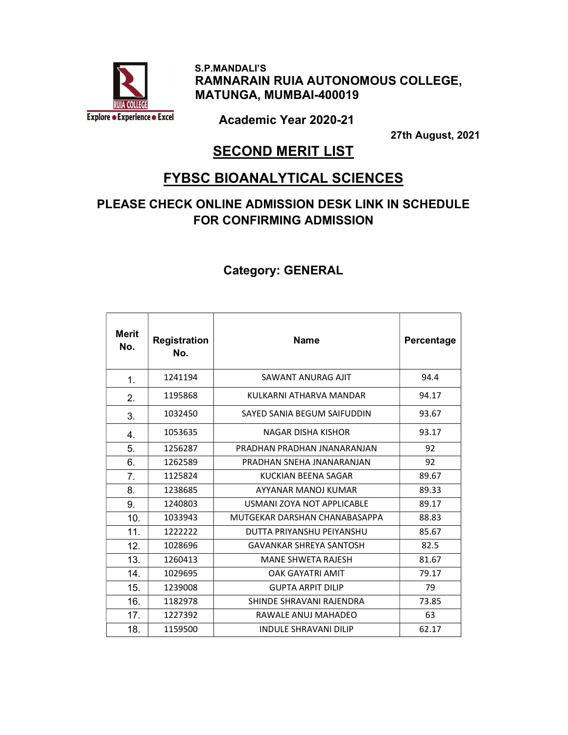S.P.MANDALI'S

# RAMNARAIN RUIA AUTONOMOUS COLLEGE, MATUNGA, MUMBAI-400019

Explore • Experience • Excel

**Academic Year 2020-21**

**27th August, 2021**

## SECOND MERIT LIST

## FYBSC BIOANALYTICAL SCIENCES

### PLEASE CHECK ONLINE ADMISSION DESK LINK IN SCHEDULE FOR CONFIRMING ADMISSION

### Category: GENERAL

| Merit No. | Registration No. | Name | Percentage |
|---|---|---|---|
| 1. | 1241194 | SAWANT ANURAG AJIT | 94.4 |
| 2. | 1195868 | KULKARNI ATHARVA MANDAR | 94.17 |
| 3. | 1032450 | SAYED SANIA BEGUM SAIFUDDIN | 93.67 |
| 4. | 1053635 | NAGAR DISHA KISHOR | 93.17 |
| 5. | 1256287 | PRADHAN PRADHAN JNANARANJAN | 92 |
| 6. | 1262589 | PRADHAN SNEHA JNANARANJAN | 92 |
| 7. | 1125824 | KUCKIAN BEENA SAGAR | 89.67 |
| 8. | 1238685 | AYYANAR MANOJ KUMAR | 89.33 |
| 9. | 1240803 | USMANI ZOYA NOT APPLICABLE | 89.17 |
| 10. | 1033943 | MUTGEKAR DARSHAN CHANABASAPPA | 88.83 |
| 11. | 1222222 | DUTTA PRIYANSHU PEIYANSHU | 85.67 |
| 12. | 1028696 | GAVANKAR SHREYA SANTOSH | 82.5 |
| 13. | 1260413 | MANE SHWETA RAJESH | 81.67 |
| 14. | 1029695 | OAK GAYATRI AMIT | 79.17 |
| 15. | 1239008 | GUPTA ARPIT DILIP | 79 |
| 16. | 1182978 | SHINDE SHRAVANI RAJENDRA | 73.85 |
| 17. | 1227392 | RAWALE ANUJ MAHADEO | 63 |
| 18. | 1159500 | INDULE SHRAVANI DILIP | 62.17 |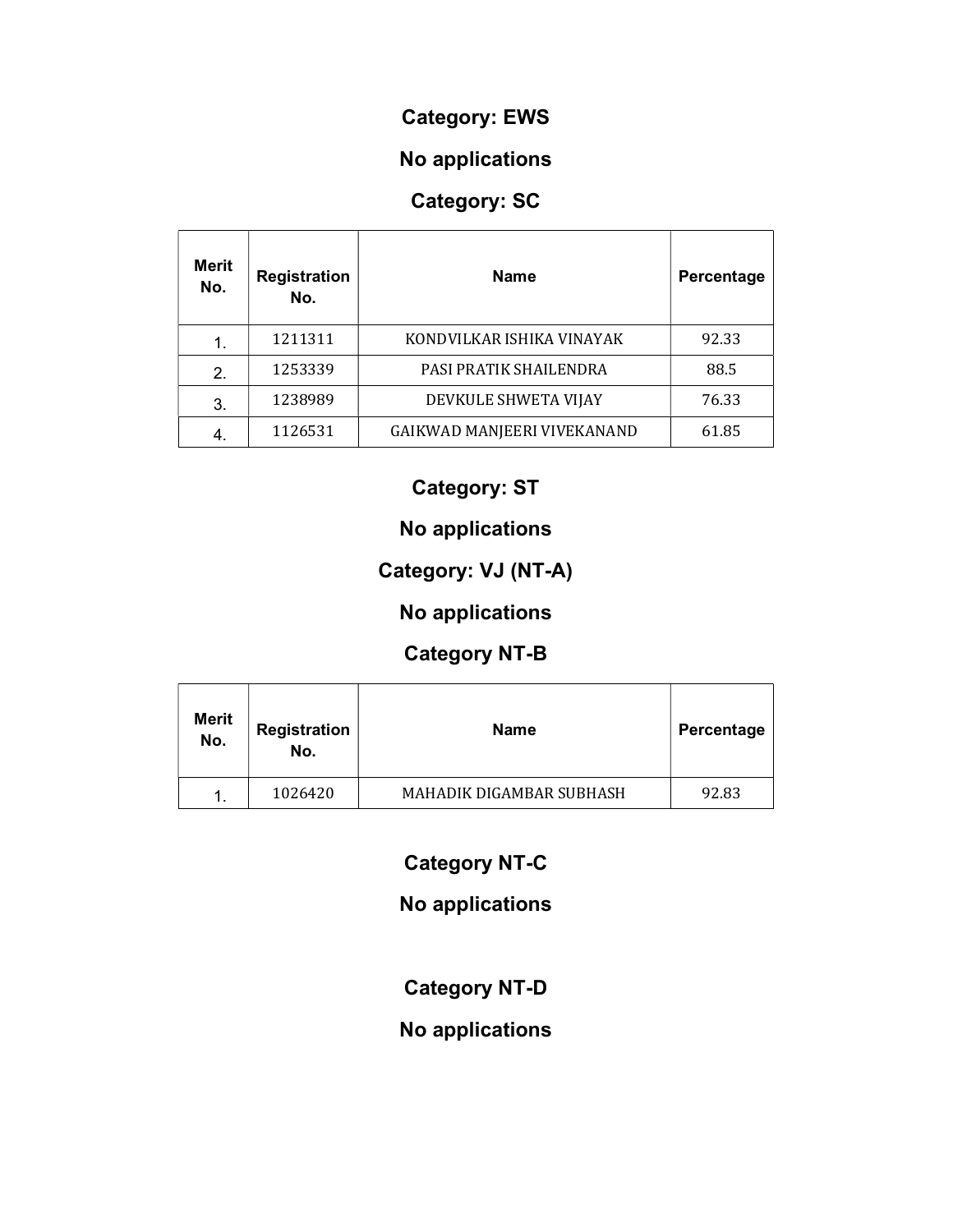## Category: EWS

**No applications**

## Category: SC

| Merit No. | Registration No. | Name | Percentage |
|---|---|---|---|
| 1. | 1211311 | KONDVILKAR ISHIKA VINAYAK | 92.33 |
| 2. | 1253339 | PASI PRATIK SHAILENDRA | 88.5 |
| 3. | 1238989 | DEVKULE SHWETA VIJAY | 76.33 |
| 4. | 1126531 | GAIKWAD MANJEERI VIVEKANAND | 61.85 |

## Category: ST

**No applications**

## Category: VJ (NT-A)

**No applications**

## Category NT-B

| Merit No. | Registration No. | Name | Percentage |
|---|---|---|---|
| 1. | 1026420 | MAHADIK DIGAMBAR SUBHASH | 92.83 |

## Category NT-C

**No applications**

## Category NT-D

**No applications**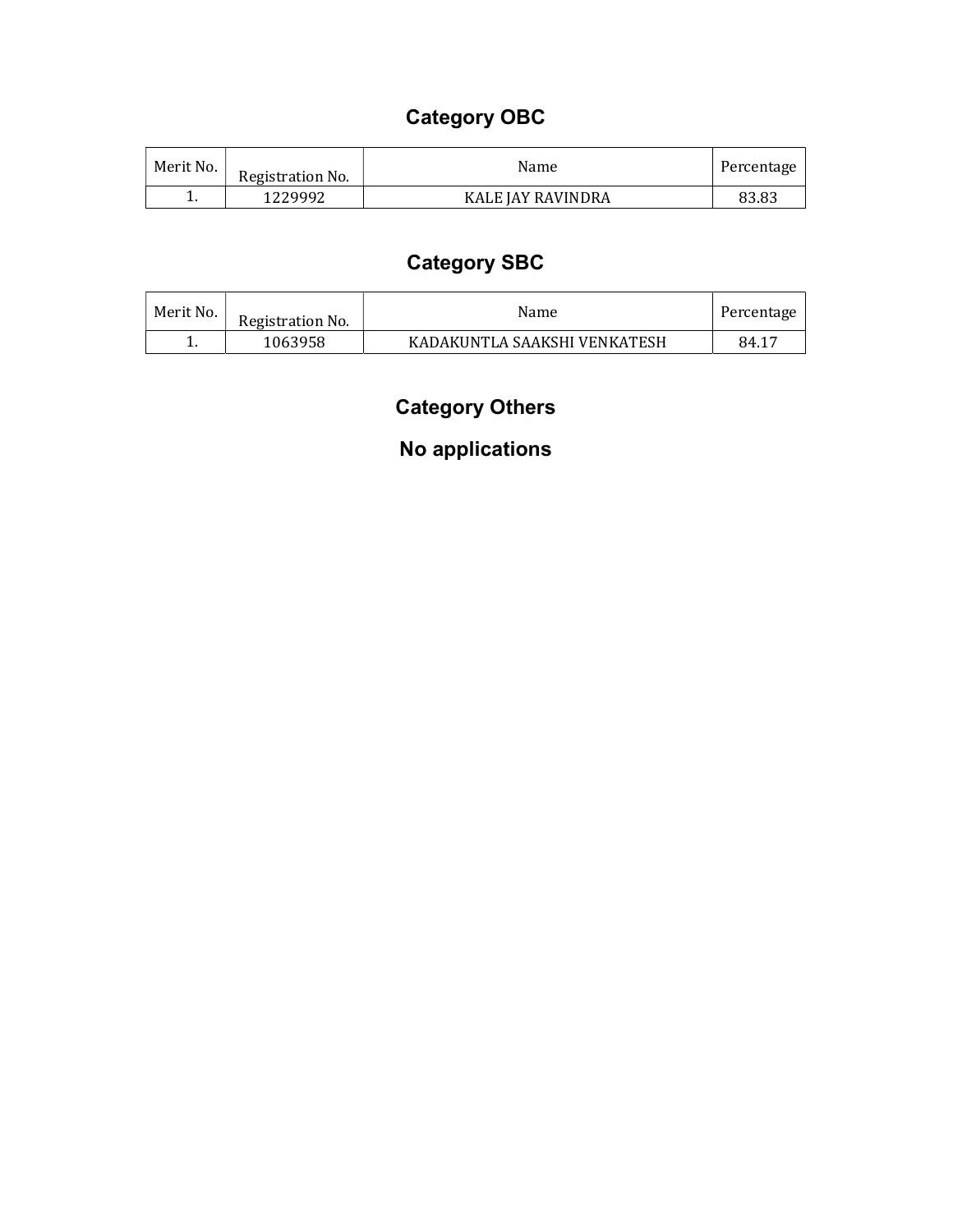## Category OBC

| Merit No. | Registration No. | Name | Percentage |
|---|---|---|---|
| 1. | 1229992 | KALE JAY RAVINDRA | 83.83 |

## Category SBC

| Merit No. | Registration No. | Name | Percentage |
|---|---|---|---|
| 1. | 1063958 | KADAKUNTLA SAAKSHI VENKATESH | 84.17 |

## Category Others

## No applications